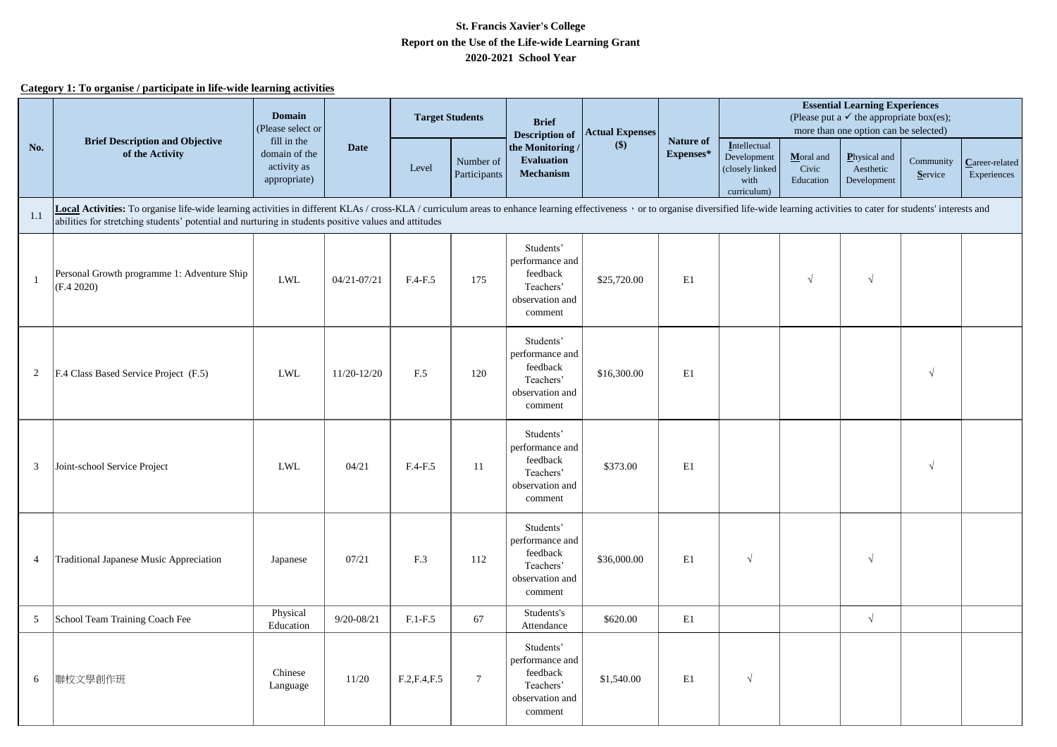**St. Francis Xavier's College**
**Report on the Use of the Life-wide Learning Grant**
**2020-2021 School Year**

**Category 1: To organise / participate in life-wide learning activities**

| No. | Brief Description and Objective of the Activity | Domain (Please select or fill in the domain of the activity as appropriate) | Date | Target Students | | Brief Description of the Monitoring / Evaluation Mechanism | Actual Expenses ($) | Nature of Expenses* | Essential Learning Experiences (Please put a ✓ the appropriate box(es); more than one option can be selected) | | | | |
|---|---|---|---|---|---|---|---|---|---|---|---|---|---|
| | | | | Level | Number of Participants | | | | Intellectual Development (closely linked with curriculum) | Moral and Civic Education | Physical and Aesthetic Development | Community Service | Career-related Experiences |
| 1.1 | **Local Activities:** To organise life-wide learning activities in different KLAs / cross-KLA / curriculum areas to enhance learning effectiveness ， or to organise diversified life-wide learning activities to cater for students' interests and abilities for stretching students' potential and nurturing in students positive values and attitudes | | | | | | | | | | | | |
| 1 | Personal Growth programme 1: Adventure Ship (F.4 2020) | LWL | 04/21-07/21 | F.4-F.5 | 175 | Students' performance and feedback Teachers' observation and comment | $25,720.00 | E1 | | √ | √ | | |
| 2 | F.4 Class Based Service Project (F.5) | LWL | 11/20-12/20 | F.5 | 120 | Students' performance and feedback Teachers' observation and comment | $16,300.00 | E1 | | | | √ | |
| 3 | Joint-school Service Project | LWL | 04/21 | F.4-F.5 | 11 | Students' performance and feedback Teachers' observation and comment | $373.00 | E1 | | | | √ | |
| 4 | Traditional Japanese Music Appreciation | Japanese | 07/21 | F.3 | 112 | Students' performance and feedback Teachers' observation and comment | $36,000.00 | E1 | √ | | √ | | |
| 5 | School Team Training Coach Fee | Physical Education | 9/20-08/21 | F.1-F.5 | 67 | Students's Attendance | $620.00 | E1 | | | √ | | |
| 6 | 聯校文學創作班 | Chinese Language | 11/20 | F.2,F.4,F.5 | 7 | Students' performance and feedback Teachers' observation and comment | $1,540.00 | E1 | √ | | | | |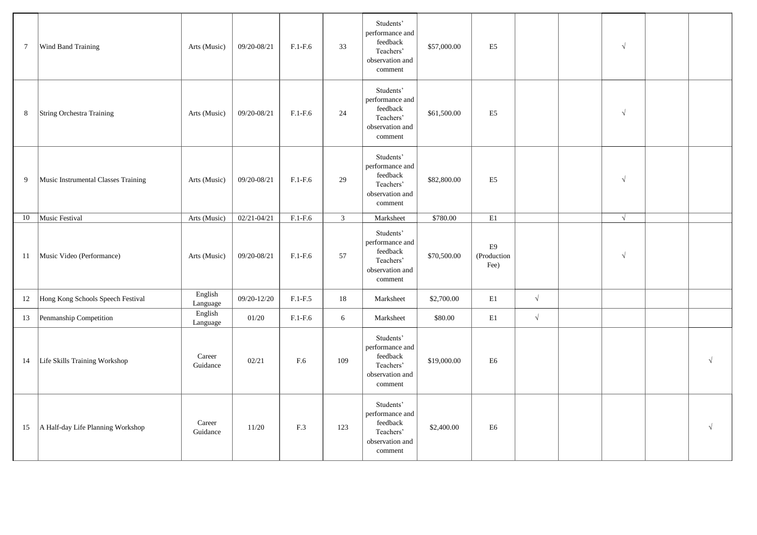| | | | | | | | | | | | | | |
|---|---|---|---|---|---|---|---|---|---|---|---|---|---|
| 7 | Wind Band Training | Arts (Music) | 09/20-08/21 | F.1-F.6 | 33 | Students' performance and feedback Teachers' observation and comment | $57,000.00 | E5 | | | √ | | |
| 8 | String Orchestra Training | Arts (Music) | 09/20-08/21 | F.1-F.6 | 24 | Students' performance and feedback Teachers' observation and comment | $61,500.00 | E5 | | | √ | | |
| 9 | Music Instrumental Classes Training | Arts (Music) | 09/20-08/21 | F.1-F.6 | 29 | Students' performance and feedback Teachers' observation and comment | $82,800.00 | E5 | | | √ | | |
| 10 | Music Festival | Arts (Music) | 02/21-04/21 | F.1-F.6 | 3 | Marksheet | $780.00 | E1 | | | √ | | |
| 11 | Music Video (Performance) | Arts (Music) | 09/20-08/21 | F.1-F.6 | 57 | Students' performance and feedback Teachers' observation and comment | $70,500.00 | E9 (Production Fee) | | | √ | | |
| 12 | Hong Kong Schools Speech Festival | English Language | 09/20-12/20 | F.1-F.5 | 18 | Marksheet | $2,700.00 | E1 | √ | | | | |
| 13 | Penmanship Competition | English Language | 01/20 | F.1-F.6 | 6 | Marksheet | $80.00 | E1 | √ | | | | |
| 14 | Life Skills Training Workshop | Career Guidance | 02/21 | F.6 | 109 | Students' performance and feedback Teachers' observation and comment | $19,000.00 | E6 | | | | | √ |
| 15 | A Half-day Life Planning Workshop | Career Guidance | 11/20 | F.3 | 123 | Students' performance and feedback Teachers' observation and comment | $2,400.00 | E6 | | | | | √ |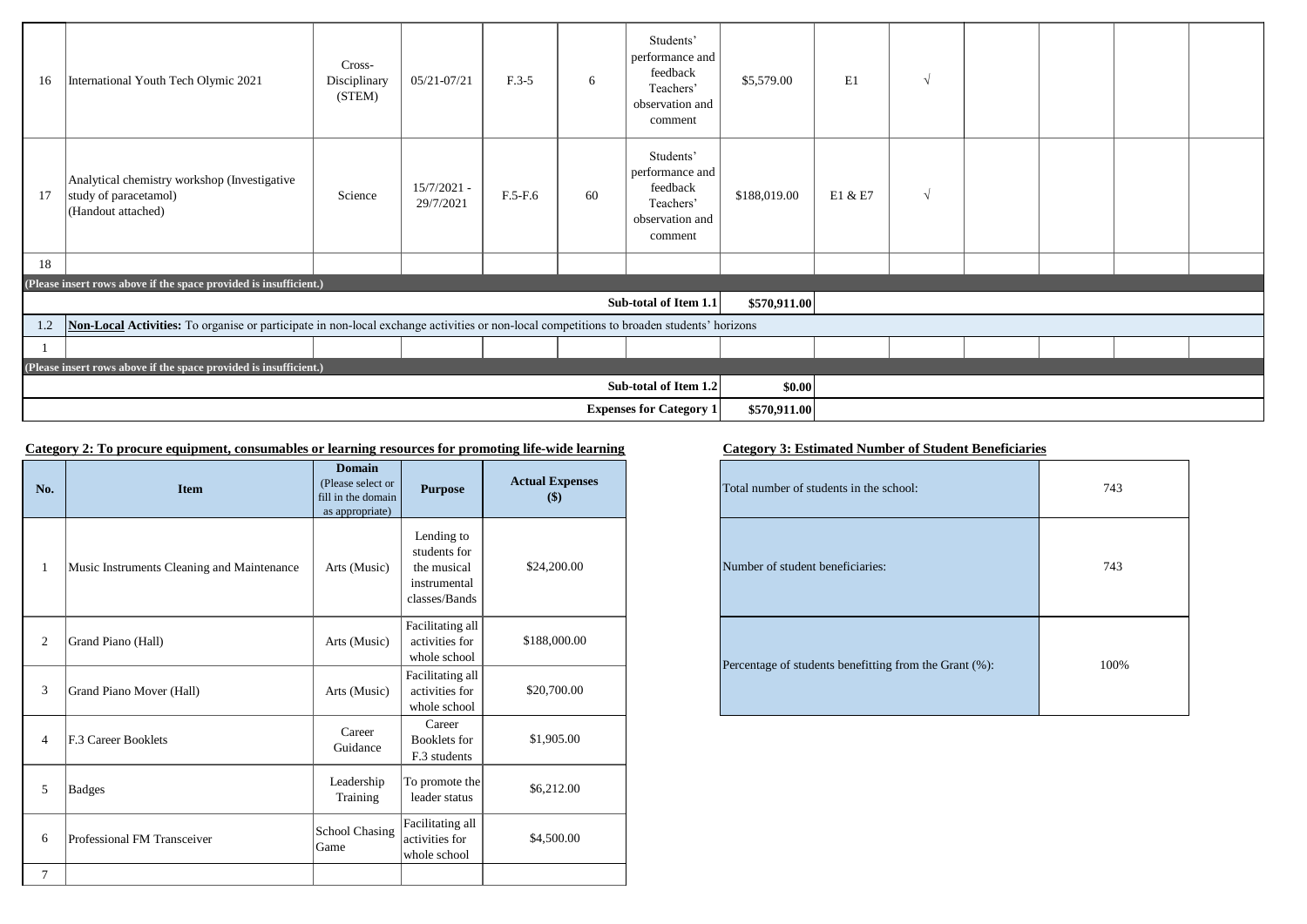| 16 | International Youth Tech Olymic 2021 | Cross-Disciplinary (STEM) | 05/21-07/21 | F.3-5 | 6 | Students' performance and feedback Teachers' observation and comment | $5,579.00 | E1 | √ | | | | |
|---|---|---|---|---|---|---|---|---|---|---|---|---|---|
| 17 | Analytical chemistry workshop (Investigative study of paracetamol) (Handout attached) | Science | 15/7/2021 - 29/7/2021 | F.5-F.6 | 60 | Students' performance and feedback Teachers' observation and comment | $188,019.00 | E1 & E7 | √ | | | | |
| 18 | | | | | | | | | | | | | |
| **(Please insert rows above if the space provided is insufficient.)** | | | | | | | | | | | | | |
| | | | | | | **Sub-total of Item 1.1** | **$570,911.00** | | | | | | |
| 1.2 | **Non-Local Activities:** To organise or participate in non-local exchange activities or non-local competitions to broaden students' horizons | | | | | | | | | | | | |
| 1 | | | | | | | | | | | | | |
| **(Please insert rows above if the space provided is insufficient.)** | | | | | | | | | | | | | |
| | | | | | | **Sub-total of Item 1.2** | **$0.00** | | | | | | |
| | | | | | | **Expenses for Category 1** | **$570,911.00** | | | | | | |

**Category 2: To procure equipment, consumables or learning resources for promoting life-wide learning**

| No. | Item | Domain (Please select or fill in the domain as appropriate) | Purpose | Actual Expenses ($) |
|---|---|---|---|---|
| 1 | Music Instruments Cleaning and Maintenance | Arts (Music) | Lending to students for the musical instrumental classes/Bands | $24,200.00 |
| 2 | Grand Piano (Hall) | Arts (Music) | Facilitating all activities for whole school | $188,000.00 |
| 3 | Grand Piano Mover (Hall) | Arts (Music) | Facilitating all activities for whole school | $20,700.00 |
| 4 | F.3 Career Booklets | Career Guidance | Career Booklets for F.3 students | $1,905.00 |
| 5 | Badges | Leadership Training | To promote the leader status | $6,212.00 |
| 6 | Professional FM Transceiver | School Chasing Game | Facilitating all activities for whole school | $4,500.00 |
| 7 | | | | |

**Category 3: Estimated Number of Student Beneficiaries**

| | |
|---|---|
| Total number of students in the school: | 743 |
| Number of student beneficiaries: | 743 |
| Percentage of students benefitting from the Grant (%): | 100% |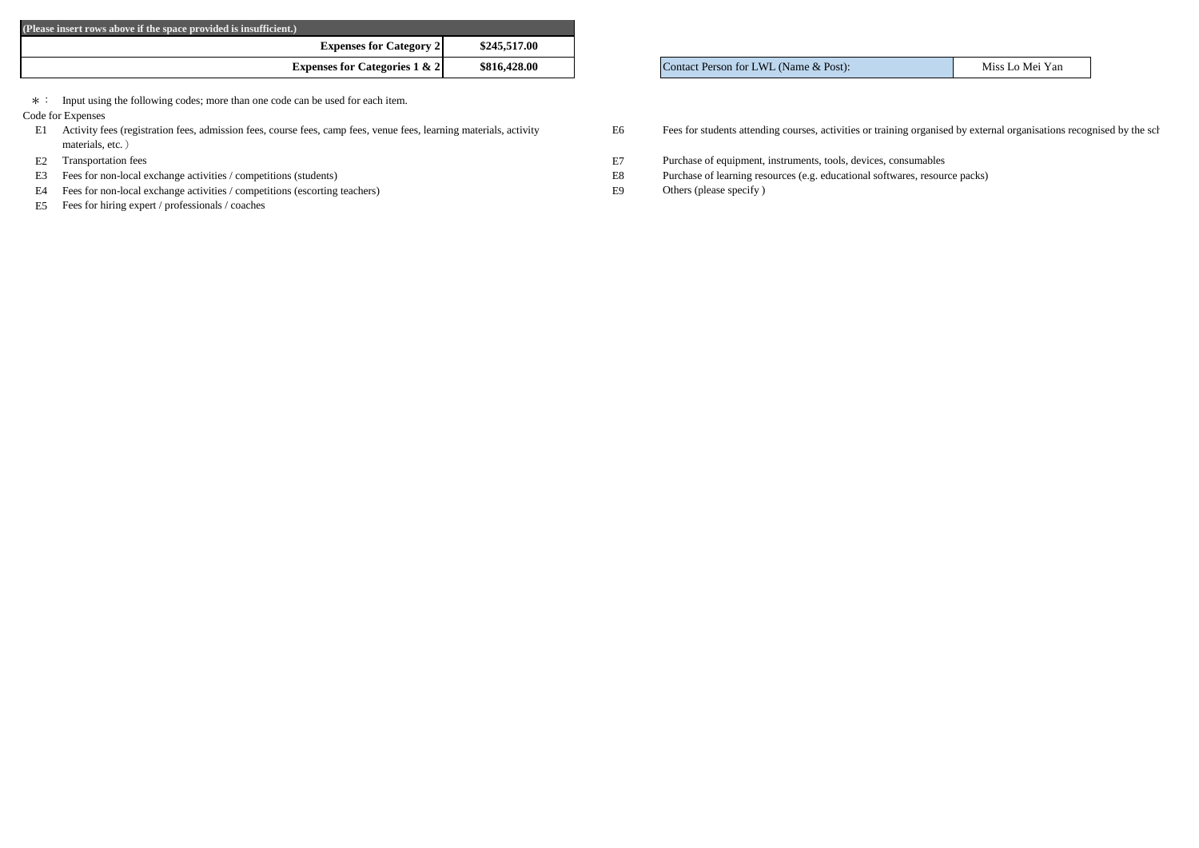| (Please insert rows above if the space provided is insufficient.) | |
| --- | --- |
| **Expenses for Category 2** | **$245,517.00** |
| **Expenses for Categories 1 & 2** | **$816,428.00** |

| Contact Person for LWL (Name & Post): | Miss Lo Mei Yan |
| --- | --- |

＊： Input using the following codes; more than one code can be used for each item.

Code for Expenses

- E1 Activity fees (registration fees, admission fees, course fees, camp fees, venue fees, learning materials, activity materials, etc. )
- E2 Transportation fees
- E3 Fees for non-local exchange activities / competitions (students)
- E4 Fees for non-local exchange activities / competitions (escorting teachers)
- E5 Fees for hiring expert / professionals / coaches
- E6 Fees for students attending courses, activities or training organised by external organisations recognised by the sch
- E7 Purchase of equipment, instruments, tools, devices, consumables
- E8 Purchase of learning resources (e.g. educational softwares, resource packs)
- E9 Others (please specify )